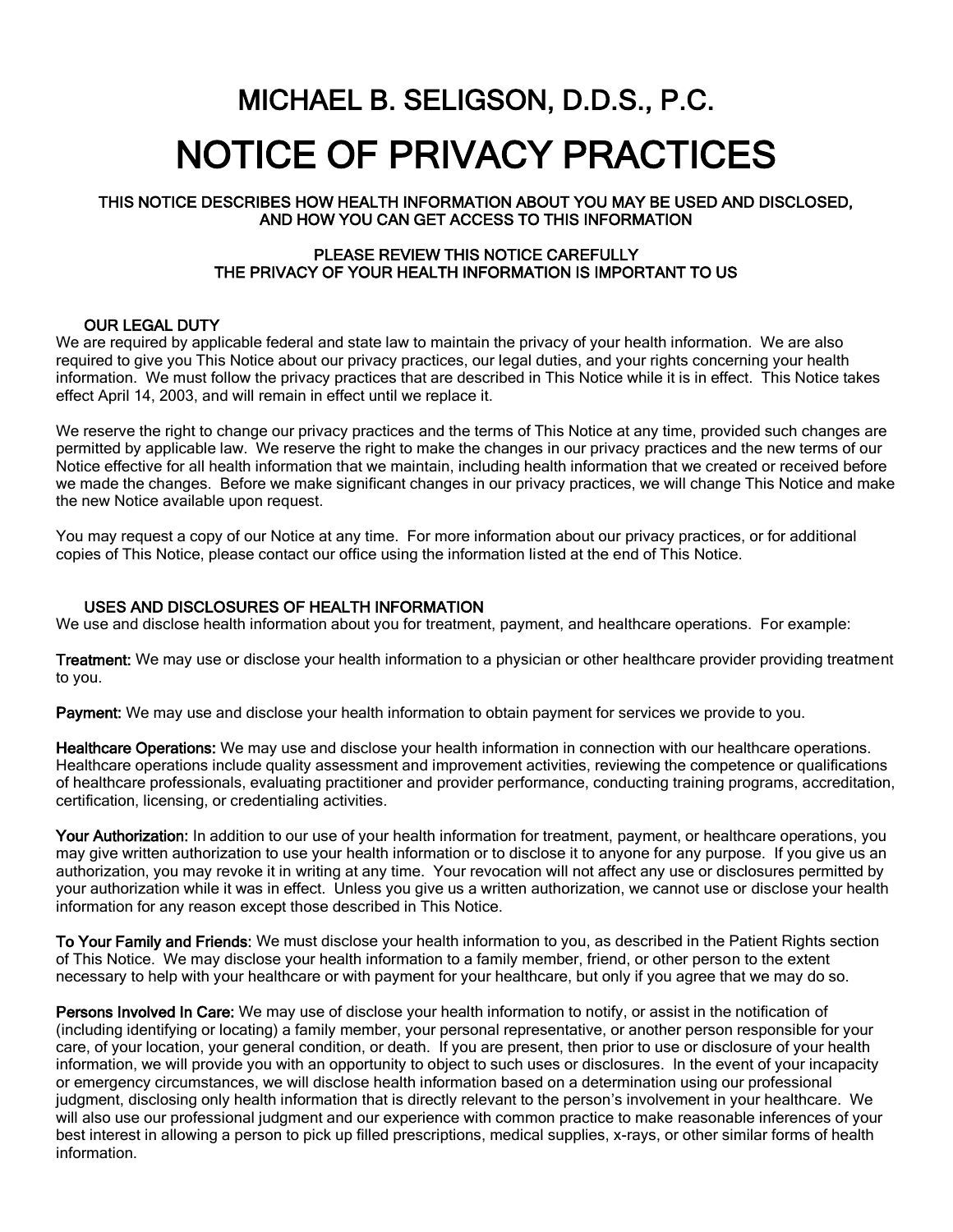# MICHAEL B. SELIGSON, D.D.S., P.C.

# NOTICE OF PRIVACY PRACTICES

THIS NOTICE DESCRIBES HOW HEALTH INFORMATION ABOUT YOU MAY BE USED AND DISCLOSED, AND HOW YOU CAN GET ACCESS TO THIS INFORMATION

PLEASE REVIEW THIS NOTICE CAREFULLY
THE PRIVACY OF YOUR HEALTH INFORMATION IS IMPORTANT TO US

## OUR LEGAL DUTY

We are required by applicable federal and state law to maintain the privacy of your health information. We are also required to give you This Notice about our privacy practices, our legal duties, and your rights concerning your health information. We must follow the privacy practices that are described in This Notice while it is in effect. This Notice takes effect April 14, 2003, and will remain in effect until we replace it.

We reserve the right to change our privacy practices and the terms of This Notice at any time, provided such changes are permitted by applicable law. We reserve the right to make the changes in our privacy practices and the new terms of our Notice effective for all health information that we maintain, including health information that we created or received before we made the changes. Before we make significant changes in our privacy practices, we will change This Notice and make the new Notice available upon request.

You may request a copy of our Notice at any time. For more information about our privacy practices, or for additional copies of This Notice, please contact our office using the information listed at the end of This Notice.

## USES AND DISCLOSURES OF HEALTH INFORMATION

We use and disclose health information about you for treatment, payment, and healthcare operations. For example:

**Treatment:** We may use or disclose your health information to a physician or other healthcare provider providing treatment to you.

**Payment:** We may use and disclose your health information to obtain payment for services we provide to you.

**Healthcare Operations:** We may use and disclose your health information in connection with our healthcare operations. Healthcare operations include quality assessment and improvement activities, reviewing the competence or qualifications of healthcare professionals, evaluating practitioner and provider performance, conducting training programs, accreditation, certification, licensing, or credentialing activities.

**Your Authorization:** In addition to our use of your health information for treatment, payment, or healthcare operations, you may give written authorization to use your health information or to disclose it to anyone for any purpose. If you give us an authorization, you may revoke it in writing at any time. Your revocation will not affect any use or disclosures permitted by your authorization while it was in effect. Unless you give us a written authorization, we cannot use or disclose your health information for any reason except those described in This Notice.

**To Your Family and Friends:** We must disclose your health information to you, as described in the Patient Rights section of This Notice. We may disclose your health information to a family member, friend, or other person to the extent necessary to help with your healthcare or with payment for your healthcare, but only if you agree that we may do so.

**Persons Involved In Care:** We may use of disclose your health information to notify, or assist in the notification of (including identifying or locating) a family member, your personal representative, or another person responsible for your care, of your location, your general condition, or death. If you are present, then prior to use or disclosure of your health information, we will provide you with an opportunity to object to such uses or disclosures. In the event of your incapacity or emergency circumstances, we will disclose health information based on a determination using our professional judgment, disclosing only health information that is directly relevant to the person's involvement in your healthcare. We will also use our professional judgment and our experience with common practice to make reasonable inferences of your best interest in allowing a person to pick up filled prescriptions, medical supplies, x-rays, or other similar forms of health information.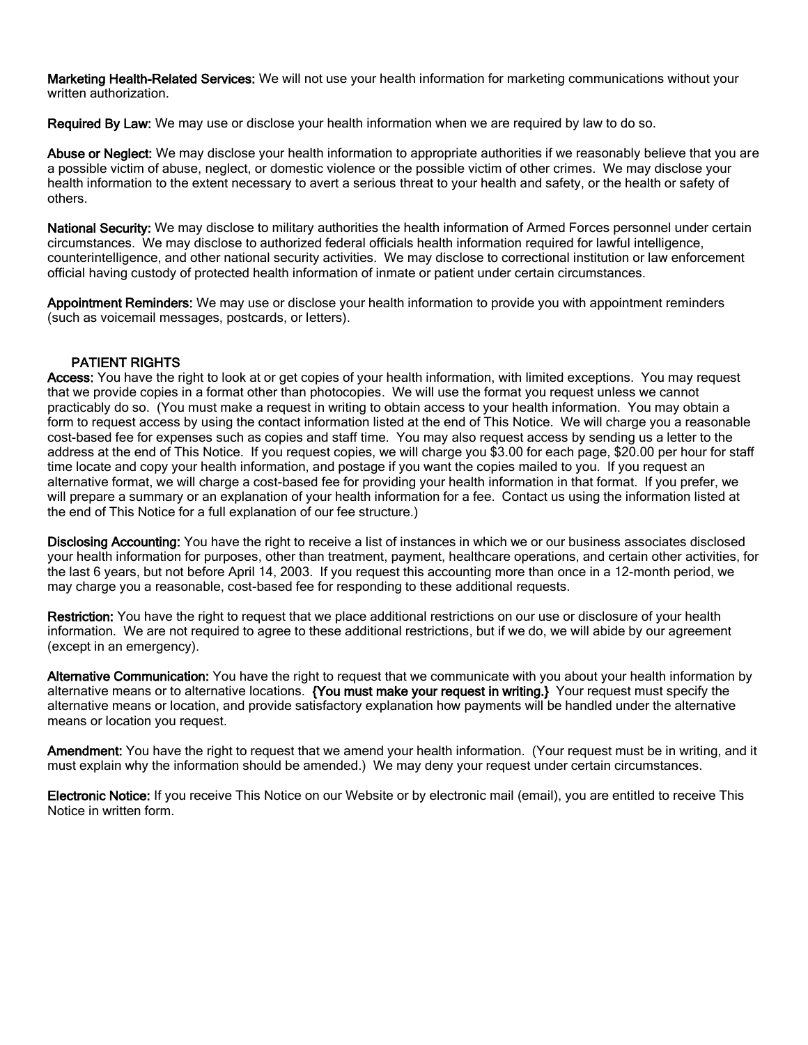**Marketing Health-Related Services:** We will not use your health information for marketing communications without your written authorization.

**Required By Law:** We may use or disclose your health information when we are required by law to do so.

**Abuse or Neglect:** We may disclose your health information to appropriate authorities if we reasonably believe that you are a possible victim of abuse, neglect, or domestic violence or the possible victim of other crimes. We may disclose your health information to the extent necessary to avert a serious threat to your health and safety, or the health or safety of others.

**National Security:** We may disclose to military authorities the health information of Armed Forces personnel under certain circumstances. We may disclose to authorized federal officials health information required for lawful intelligence, counterintelligence, and other national security activities. We may disclose to correctional institution or law enforcement official having custody of protected health information of inmate or patient under certain circumstances.

**Appointment Reminders:** We may use or disclose your health information to provide you with appointment reminders (such as voicemail messages, postcards, or letters).

## PATIENT RIGHTS

**Access:** You have the right to look at or get copies of your health information, with limited exceptions. You may request that we provide copies in a format other than photocopies. We will use the format you request unless we cannot practicably do so. (You must make a request in writing to obtain access to your health information. You may obtain a form to request access by using the contact information listed at the end of This Notice. We will charge you a reasonable cost-based fee for expenses such as copies and staff time. You may also request access by sending us a letter to the address at the end of This Notice. If you request copies, we will charge you $3.00 for each page, $20.00 per hour for staff time locate and copy your health information, and postage if you want the copies mailed to you. If you request an alternative format, we will charge a cost-based fee for providing your health information in that format. If you prefer, we will prepare a summary or an explanation of your health information for a fee. Contact us using the information listed at the end of This Notice for a full explanation of our fee structure.)

**Disclosing Accounting:** You have the right to receive a list of instances in which we or our business associates disclosed your health information for purposes, other than treatment, payment, healthcare operations, and certain other activities, for the last 6 years, but not before April 14, 2003. If you request this accounting more than once in a 12-month period, we may charge you a reasonable, cost-based fee for responding to these additional requests.

**Restriction:** You have the right to request that we place additional restrictions on our use or disclosure of your health information. We are not required to agree to these additional restrictions, but if we do, we will abide by our agreement (except in an emergency).

**Alternative Communication:** You have the right to request that we communicate with you about your health information by alternative means or to alternative locations. **{You must make your request in writing.}** Your request must specify the alternative means or location, and provide satisfactory explanation how payments will be handled under the alternative means or location you request.

**Amendment:** You have the right to request that we amend your health information. (Your request must be in writing, and it must explain why the information should be amended.) We may deny your request under certain circumstances.

**Electronic Notice:** If you receive This Notice on our Website or by electronic mail (email), you are entitled to receive This Notice in written form.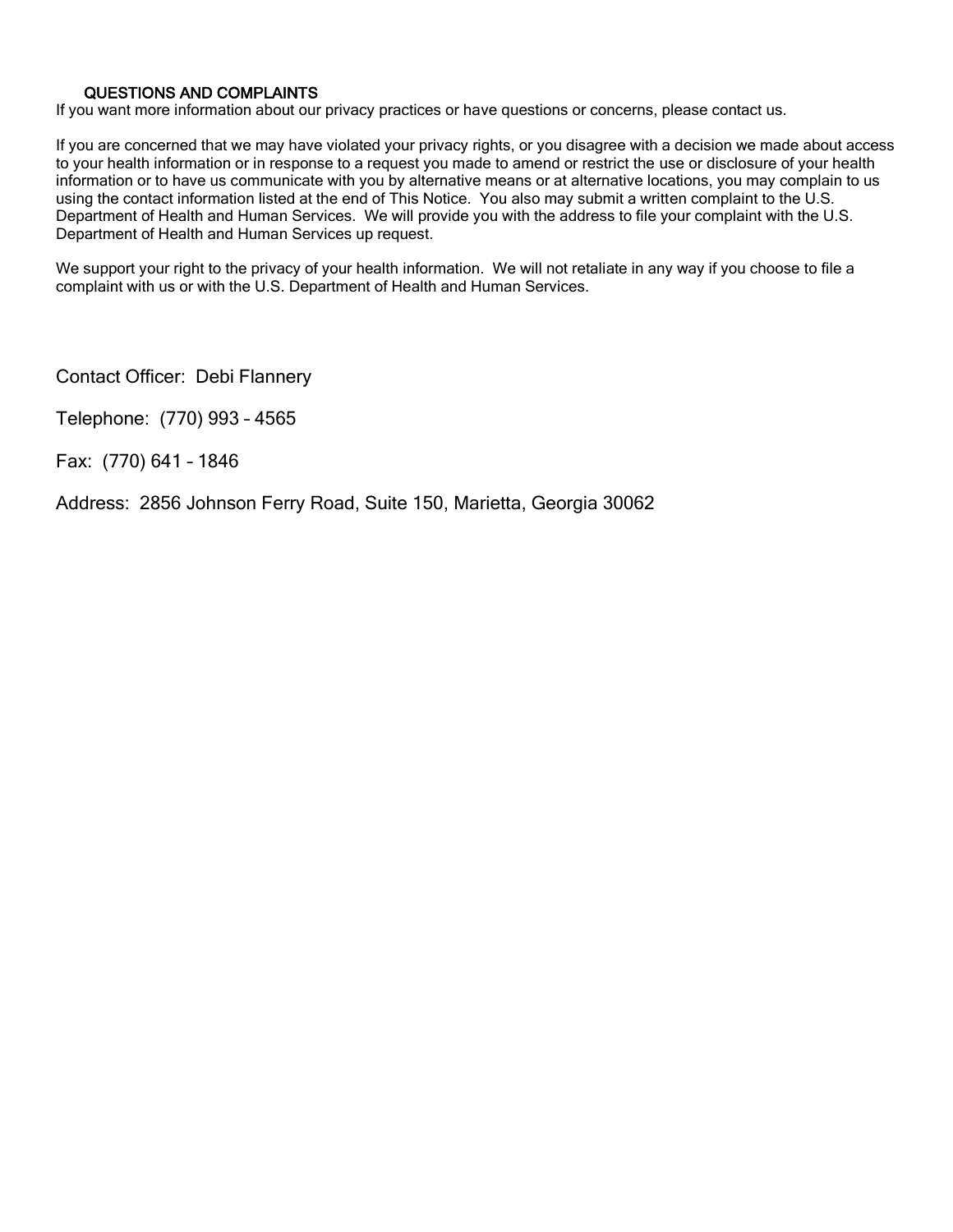## QUESTIONS AND COMPLAINTS

If you want more information about our privacy practices or have questions or concerns, please contact us.

If you are concerned that we may have violated your privacy rights, or you disagree with a decision we made about access to your health information or in response to a request you made to amend or restrict the use or disclosure of your health information or to have us communicate with you by alternative means or at alternative locations, you may complain to us using the contact information listed at the end of This Notice. You also may submit a written complaint to the U.S. Department of Health and Human Services. We will provide you with the address to file your complaint with the U.S. Department of Health and Human Services up request.

We support your right to the privacy of your health information. We will not retaliate in any way if you choose to file a complaint with us or with the U.S. Department of Health and Human Services.

Contact Officer: Debi Flannery

Telephone: (770) 993 – 4565

Fax: (770) 641 – 1846

Address: 2856 Johnson Ferry Road, Suite 150, Marietta, Georgia 30062